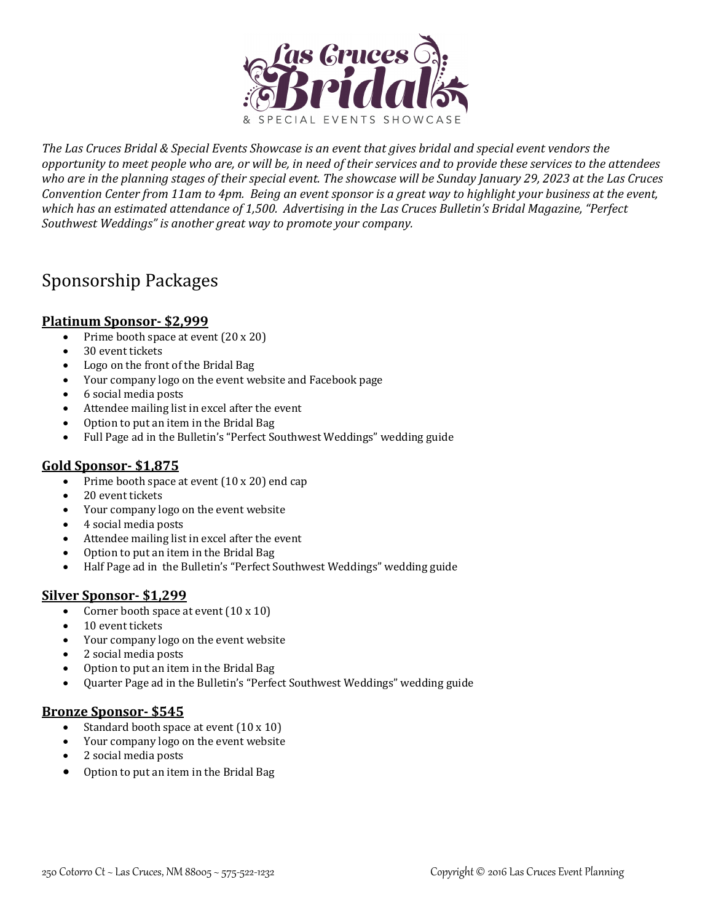*The Las Cruces Bridal & Special Events Showcase is an event that gives bridal and special event vendors the opportunity to meet people who are, or will be, in need of their services and to provide these services to the attendees who are in the planning stages of their special event. The showcase will be Sunday January 29, 2023 at the Las Cruces Convention Center from 11am to 4pm. Being an event sponsor is a great way to highlight your business at the event, which has an estimated attendance of 1,500. Advertising in the Las Cruces Bulletin's Bridal Magazine, "Perfect Southwest Weddings" is another great way to promote your company.*

# Sponsorship Packages

### Platinum Sponsor- $2,999

- Prime booth space at event (20 x 20)
- 30 event tickets
- Logo on the front of the Bridal Bag
- Your company logo on the event website and Facebook page
- 6 social media posts
- Attendee mailing list in excel after the event
- Option to put an item in the Bridal Bag
- Full Page ad in the Bulletin's "Perfect Southwest Weddings" wedding guide

### Gold Sponsor- $1,875

- Prime booth space at event (10 x 20) end cap
- 20 event tickets
- Your company logo on the event website
- 4 social media posts
- Attendee mailing list in excel after the event
- Option to put an item in the Bridal Bag
- Half Page ad in the Bulletin's "Perfect Southwest Weddings" wedding guide

### Silver Sponsor- $1,299

- Corner booth space at event (10 x 10)
- 10 event tickets
- Your company logo on the event website
- 2 social media posts
- Option to put an item in the Bridal Bag
- Quarter Page ad in the Bulletin's "Perfect Southwest Weddings" wedding guide

### Bronze Sponsor- $545

- Standard booth space at event (10 x 10)
- Your company logo on the event website
- 2 social media posts
- Option to put an item in the Bridal Bag

250 Cotorro Ct ~ Las Cruces, NM 88005 ~ 575-522-1232 Copyright © 2016 Las Cruces Event Planning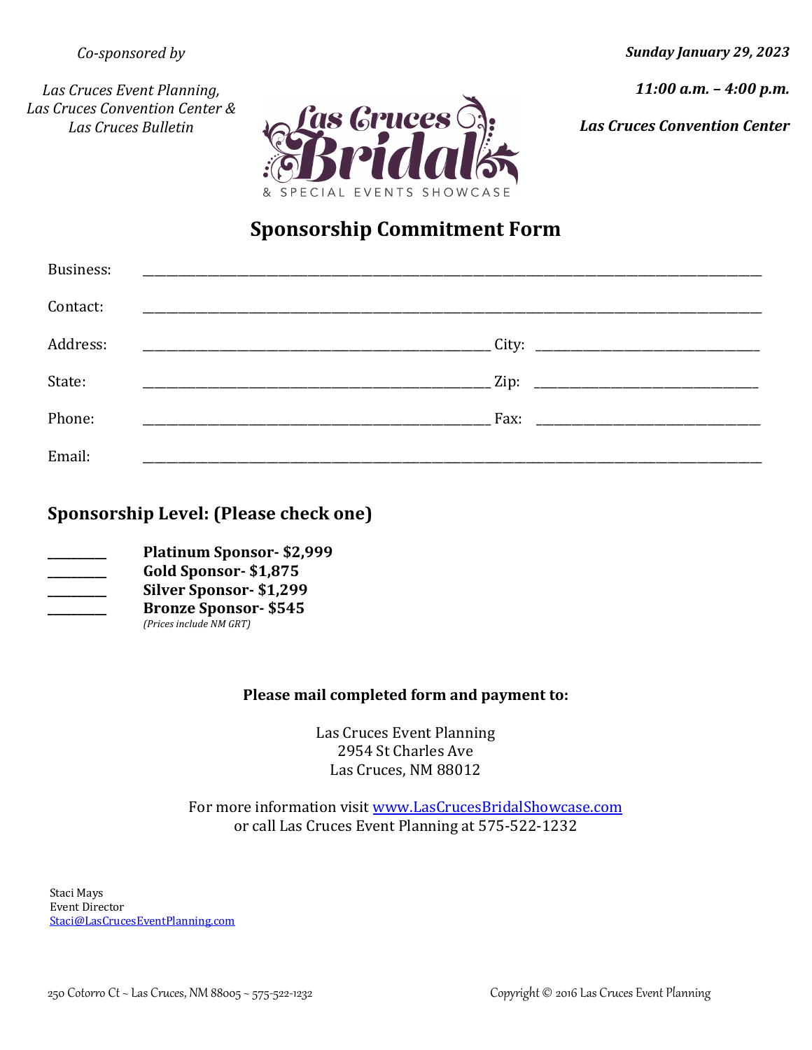*Co-sponsored by*

*Las Cruces Event Planning,*
*Las Cruces Convention Center &*
*Las Cruces Bulletin*

***Sunday January 29, 2023***

***11:00 a.m. – 4:00 p.m.***

***Las Cruces Convention Center***

Las Cruces Bridal & SPECIAL EVENTS SHOWCASE

# Sponsorship Commitment Form

Business: ______________________________________________________________________________

Contact: ______________________________________________________________________________

Address: ____________________________________________ City: ____________________________

State: ____________________________________________ Zip: ____________________________

Phone: ____________________________________________ Fax: ____________________________

Email: ______________________________________________________________________________

## Sponsorship Level: (Please check one)

_________ **Platinum Sponsor- $2,999**
_________ **Gold Sponsor- $1,875**
_________ **Silver Sponsor- $1,299**
_________ **Bronze Sponsor- $545**
*(Prices include NM GRT)*

**Please mail completed form and payment to:**

Las Cruces Event Planning
2954 St Charles Ave
Las Cruces, NM 88012

For more information visit www.LasCrucesBridalShowcase.com
or call Las Cruces Event Planning at 575-522-1232

Staci Mays
Event Director
Staci@LasCrucesEventPlanning.com

250 Cotorro Ct ~ Las Cruces, NM 88005 ~ 575-522-1232

Copyright © 2016 Las Cruces Event Planning